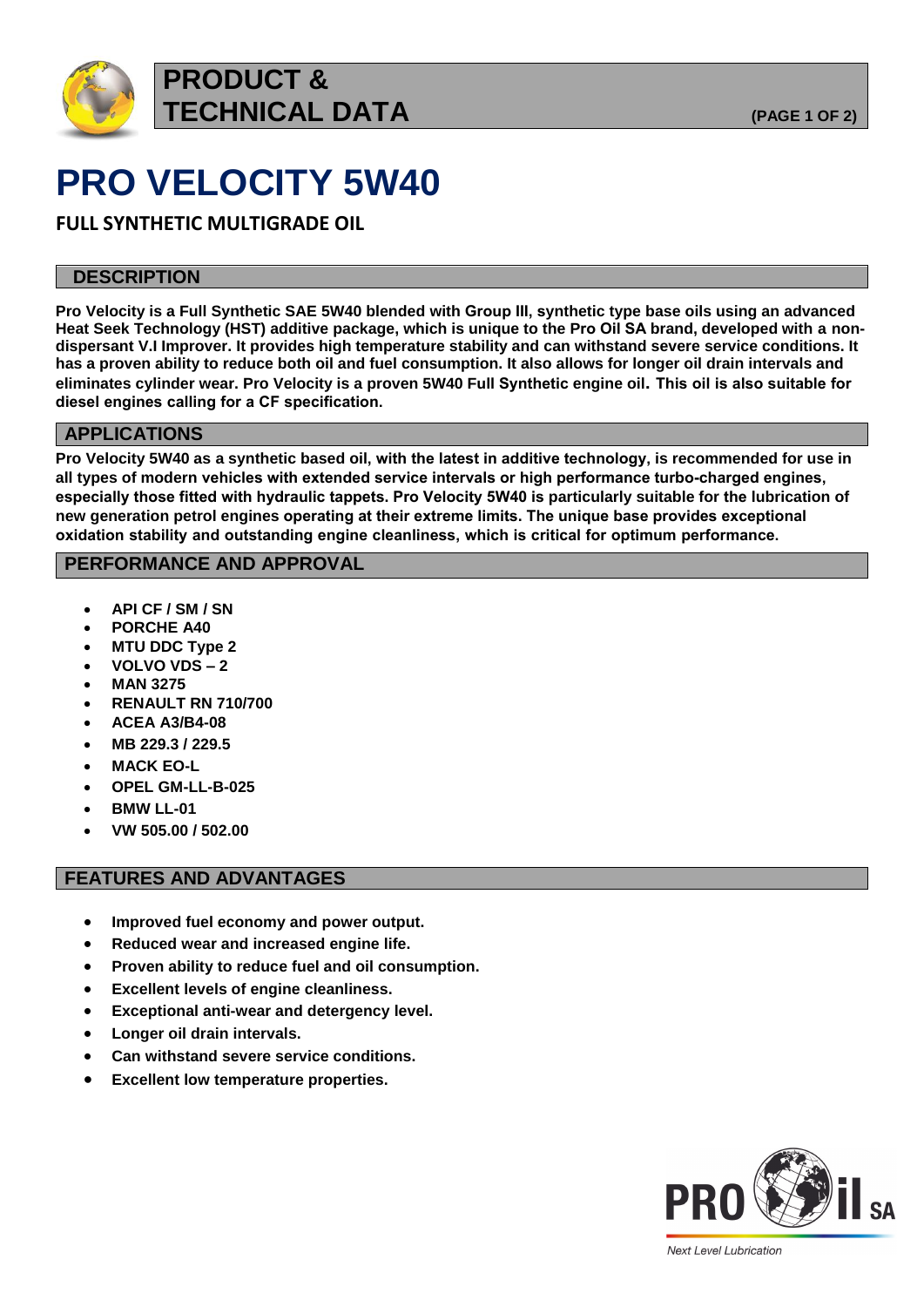# PRODUCT & TECHNICAL DATA

# PRO VELOCITY 5W40

## FULL SYNTHETIC MULTIGRADE OIL

## DESCRIPTION

**Pro Velocity is a Full Synthetic SAE 5W40 blended with Group III, synthetic type base oils using an advanced Heat Seek Technology (HST) additive package, which is unique to the Pro Oil SA brand, developed with a non-dispersant V.I Improver. It provides high temperature stability and can withstand severe service conditions. It has a proven ability to reduce both oil and fuel consumption. It also allows for longer oil drain intervals and eliminates cylinder wear. Pro Velocity is a proven 5W40 Full Synthetic engine oil. This oil is also suitable for diesel engines calling for a CF specification.**

## APPLICATIONS

**Pro Velocity 5W40 as a synthetic based oil, with the latest in additive technology, is recommended for use in all types of modern vehicles with extended service intervals or high performance turbo-charged engines, especially those fitted with hydraulic tappets. Pro Velocity 5W40 is particularly suitable for the lubrication of new generation petrol engines operating at their extreme limits. The unique base provides exceptional oxidation stability and outstanding engine cleanliness, which is critical for optimum performance.**

## PERFORMANCE AND APPROVAL

- **API CF / SM / SN**
- **PORCHE A40**
- **MTU DDC Type 2**
- **VOLVO VDS – 2**
- **MAN 3275**
- **RENAULT RN 710/700**
- **ACEA A3/B4-08**
- **MB 229.3 / 229.5**
- **MACK EO-L**
- **OPEL GM-LL-B-025**
- **BMW LL-01**
- **VW 505.00 / 502.00**

## FEATURES AND ADVANTAGES

- **Improved fuel economy and power output.**
- **Reduced wear and increased engine life.**
- **Proven ability to reduce fuel and oil consumption.**
- **Excellent levels of engine cleanliness.**
- **Exceptional anti-wear and detergency level.**
- **Longer oil drain intervals.**
- **Can withstand severe service conditions.**
- **Excellent low temperature properties.**

PRO Oil SA

*Next Level Lubrication*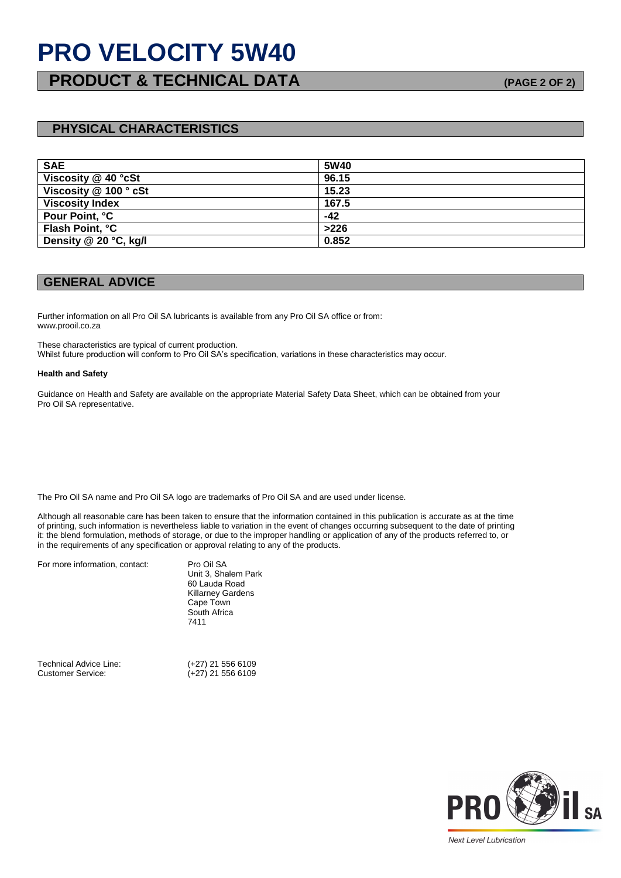# PRO VELOCITY 5W40

## PRODUCT & TECHNICAL DATA

## PHYSICAL CHARACTERISTICS

| | |
|---|---|
| **SAE** | **5W40** |
| **Viscosity @ 40 °cSt** | **96.15** |
| **Viscosity @ 100 ° cSt** | **15.23** |
| **Viscosity Index** | **167.5** |
| **Pour Point, °C** | **-42** |
| **Flash Point, °C** | **>226** |
| **Density @ 20 °C, kg/l** | **0.852** |

## GENERAL ADVICE

Further information on all Pro Oil SA lubricants is available from any Pro Oil SA office or from:
www.prooil.co.za

These characteristics are typical of current production.
Whilst future production will conform to Pro Oil SA's specification, variations in these characteristics may occur.

**Health and Safety**

Guidance on Health and Safety are available on the appropriate Material Safety Data Sheet, which can be obtained from your Pro Oil SA representative.

The Pro Oil SA name and Pro Oil SA logo are trademarks of Pro Oil SA and are used under license.

Although all reasonable care has been taken to ensure that the information contained in this publication is accurate as at the time of printing, such information is nevertheless liable to variation in the event of changes occurring subsequent to the date of printing it: the blend formulation, methods of storage, or due to the improper handling or application of any of the products referred to, or in the requirements of any specification or approval relating to any of the products.

For more information, contact:

Pro Oil SA
Unit 3, Shalem Park
60 Lauda Road
Killarney Gardens
Cape Town
South Africa
7411

Technical Advice Line: (+27) 21 556 6109
Customer Service: (+27) 21 556 6109

PRO il SA

*Next Level Lubrication*